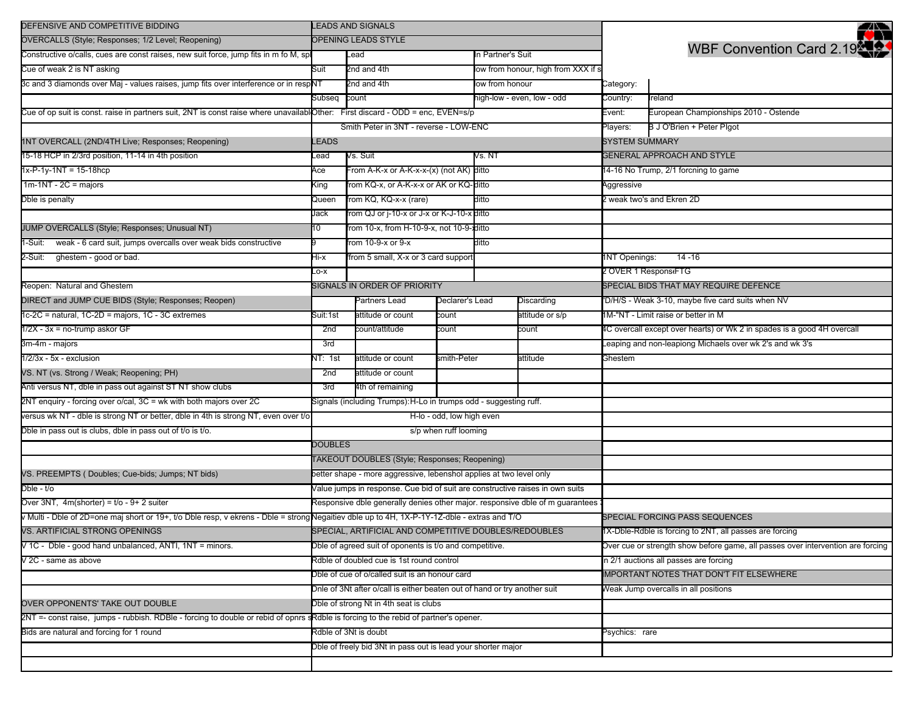# WBF Convention Card 2.19

| | |
|---|---|
| Category: | |
| Country: | Ireland |
| Event: | European Championships 2010 - Ostende |
| Players: | B J O'Brien + Peter PIgot |

## DEFENSIVE AND COMPETITIVE BIDDING

### OVERCALLS (Style; Responses; 1/2 Level; Reopening)

Constructive o/calls, cues are const raises, new suit force, jump fits in m fo M, sp

Cue of weak 2 is NT asking

3c and 3 diamonds over Maj - values raises, jump fits over interference or in resp

Cue of op suit is const. raise in partners suit, 2NT is const raise where unavailabl

### 1NT OVERCALL (2ND/4TH Live; Responses; Reopening)

15-18 HCP in 2/3rd position, 11-14 in 4th position

1x-P-1y-1NT = 15-18hcp

1m-1NT - 2C = majors

Dble is penalty

### JUMP OVERCALLS (Style; Responses; Unusual NT)

1-Suit: weak - 6 card suit, jumps overcalls over weak bids constructive

2-Suit: ghestem - good or bad.

Reopen: Natural and Ghestem

### DIRECT and JUMP CUE BIDS (Style; Responses; Reopen)

1c-2C = natural, 1C-2D = majors, 1C - 3C extremes

1/2X - 3x = no-trump askor GF

3m-4m - majors

1/2/3x - 5x - exclusion

### VS. NT (vs. Strong / Weak; Reopening; PH)

Anti versus NT, dble in pass out against ST NT show clubs

2NT enquiry - forcing over o/cal, 3C = wk with both majors over 2C

versus wk NT - dble is strong NT or better, dble in 4th is strong NT, even over t/o

Dble in pass out is clubs, dble in pass out of t/o is t/o.

### VS. PREEMPTS ( Doubles; Cue-bids; Jumps; NT bids)

Dble - t/o

Over 3NT, 4m(shorter) = t/o - 9+ 2 suiter

v Multi - Dble of 2D=one maj short or 19+, t/o Dble resp, v ekrens - Dble = strong

### VS. ARTIFICIAL STRONG OPENINGS

V 1C - Dble - good hand unbalanced, ANTI, 1NT = minors.

V 2C - same as above

### OVER OPPONENTS' TAKE OUT DOUBLE

2NT =- const raise, jumps - rubbish. RDBle - forcing to double or rebid of opnrs s

Bids are natural and forcing for 1 round

## LEADS AND SIGNALS

### OPENING LEADS STYLE

| | Lead | In Partner's Suit |
|---|---|---|
| Suit | 2nd and 4th | low from honour, high from XXX if s |
| NT | 2nd and 4th | low from honour |
| Subseq | count | high-low - even, low - odd |

Other: First discard - ODD = enc, EVEN=s/p

Smith Peter in 3NT - reverse - LOW-ENC

### LEADS

| Lead | Vs. Suit | Vs. NT |
|---|---|---|
| Ace | From A-K-x or A-K-x-x-(x) (not AK) | ditto |
| King | from KQ-x, or A-K-x-x or AK or KQ- | ditto |
| Queen | from KQ, KQ-x-x (rare) | ditto |
| Jack | from QJ or j-10-x or J-x or K-J-10-x | ditto |
| 10 | from 10-x, from H-10-9-x, not 10-9-x | ditto |
| 9 | from 10-9-x or 9-x | ditto |
| Hi-x | ffrom 5 small, X-x or 3 card support | |
| Lo-x | | |

### SIGNALS IN ORDER OF PRIORITY

| | | Partners Lead | Declarer's Lead | Discarding |
|---|---|---|---|---|
| Suit: | 1st | attitude or count | count | attitude or s/p |
| | 2nd | count/attitude | count | count |
| | 3rd | | | |
| NT: | 1st | attitude or count | smith-Peter | attitude |
| | 2nd | attitude or count | | |
| | 3rd | 4th of remaining | | |

Signals (including Trumps): H-Lo in trumps odd - suggesting ruff.

H-lo - odd, low high even

s/p when ruff looming

## DOUBLES

### TAKEOUT DOUBLES (Style; Responses; Reopening)

better shape - more aggressive, lebenshol applies at two level only

Value jumps in response. Cue bid of suit are constructive raises in own suits

Responsive dble generally denies other major. responsive dble of m guarantees

Negaitiev dble up to 4H, 1X-P-1Y-1Z-dble - extras and T/O

### SPECIAL, ARTIFICIAL AND COMPETITIVE DOUBLES/REDOUBLES

Dble of agreed suit of oponents is t/o and competitive.

Rdble of doubled cue is 1st round control

Dble of cue of o/called suit is an honour card

Dnle of 3Nt after o/call is either beaten out of hand or try another suit

Dble of strong Nt in 4th seat is clubs

Rdble is forcing to the rebid of partner's opener.

Rdble of 3Nt is doubt

Dble of freely bid 3Nt in pass out is lead your shorter major

## SYSTEM SUMMARY

### GENERAL APPROACH AND STYLE

14-16 No Trump, 2/1 forcning to game

Aggressive

2 weak two's and Ekren 2D

1NT Openings: 14 -16

2 OVER 1 Respons FTG

### SPECIAL BIDS THAT MAY REQUIRE DEFENCE

"D/H/S - Weak 3-10, maybe five card suits when NV

1M-"NT - Limit raise or better in M

4C overcall except over hearts) or Wk 2 in spades is a good 4H overcall

Leaping and non-leapiong Michaels over wk 2's and wk 3's

Ghestem

### SPECIAL FORCING PASS SEQUENCES

1X-Dble-Rdble is forcing to 2NT, all passes are forcing

Over cue or strength show before game, all passes over intervention are forcing

In 2/1 auctions all passes are forcing

### IMPORTANT NOTES THAT DON'T FIT ELSEWHERE

Weak Jump overcalls in all positions

Psychics: rare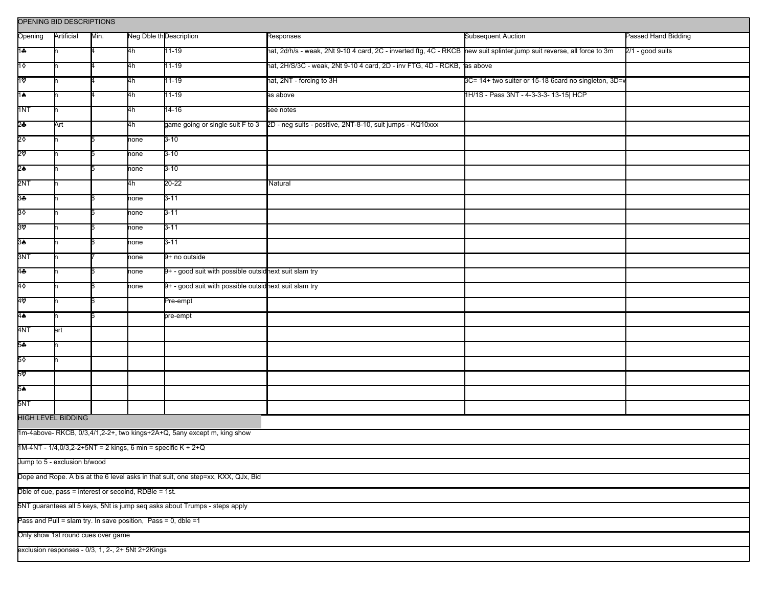## OPENING BID DESCRIPTIONS

| Opening | Artificial | Min. | Neg Dble thru | Description | Responses | Subsequent Auction | Passed Hand Bidding |
|---|---|---|---|---|---|---|---|
| 1♣ | n | 4 | 4h | 11-19 | nat, 2d/h/s - weak, 2Nt 9-10 4 card, 2C - inverted ftg, 4C - RKCB | new suit splinter,jump suit reverse, all force to 3m | 2/1 - good suits |
| 1◊ | n | 4 | 4h | 11-19 | nat, 2H/S/3C - weak, 2Nt 9-10 4 card, 2D - inv FTG, 4D - RCKB, ' | as above | |
| 1♡ | n | 4 | 4h | 11-19 | nat, 2NT - forcing to 3H | 3C= 14+ two suiter or 15-18 6card no singleton, 3D=v | |
| 1♠ | n | 4 | 4h | 11-19 | as above | 1H/1S - Pass 3NT - 4-3-3-3- 13-15\| HCP | |
| 1NT | n | | 4h | 14-16 | see notes | | |
| 2♣ | Art | | 4h | game going or single suit F to 3 | 2D - neg suits - positive, 2NT-8-10, suit jumps - KQ10xxx | | |
| 2◊ | n | 5 | none | 3-10 | | | |
| 2♡ | n | 5 | none | 3-10 | | | |
| 2♠ | n | 5 | none | 3-10 | | | |
| 2NT | n | | 4h | 20-22 | Natural | | |
| 3♣ | n | 6 | none | 3-11 | | | |
| 3◊ | n | 6 | none | 3-11 | | | |
| 3♡ | n | 6 | none | 3-11 | | | |
| 3♠ | n | 6 | none | 3-11 | | | |
| 3NT | n | 7 | none | 9+ no outside | | | |
| 4♣ | n | 6 | none | 9+ - good suit with possible outsid | next suit slam try | | |
| 4◊ | n | 6 | none | 9+ - good suit with possible outsid | next suit slam try | | |
| 4♡ | n | 6 | | Pre-empt | | | |
| 4♠ | n | 6 | | pre-empt | | | |
| 4NT | art | | | | | | |
| 5♣ | n | | | | | | |
| 5◊ | n | | | | | | |
| 5♡ | | | | | | | |
| 5♠ | | | | | | | |
| 5NT | | | | | | | |

## HIGH LEVEL BIDDING

1m-4above- RKCB, 0/3,4/1,2-2+, two kings+2A+Q, 5any except m, king show

1M-4NT - 1/4,0/3,2-2+5NT = 2 kings, 6 min = specific K + 2+Q

Jump to 5 - exclusion b/wood

Dope and Rope. A bis at the 6 level asks in that suit, one step=xx, KXX, QJx, Bid

Dble of cue, pass = interest or secoind, RDBle = 1st.

5NT guarantees all 5 keys, 5Nt is jump seq asks about Trumps - steps apply

Pass and Pull = slam try. In save position, Pass = 0, dble =1

Only show 1st round cues over game

exclusion responses - 0/3, 1, 2-, 2+ 5Nt 2+2Kings